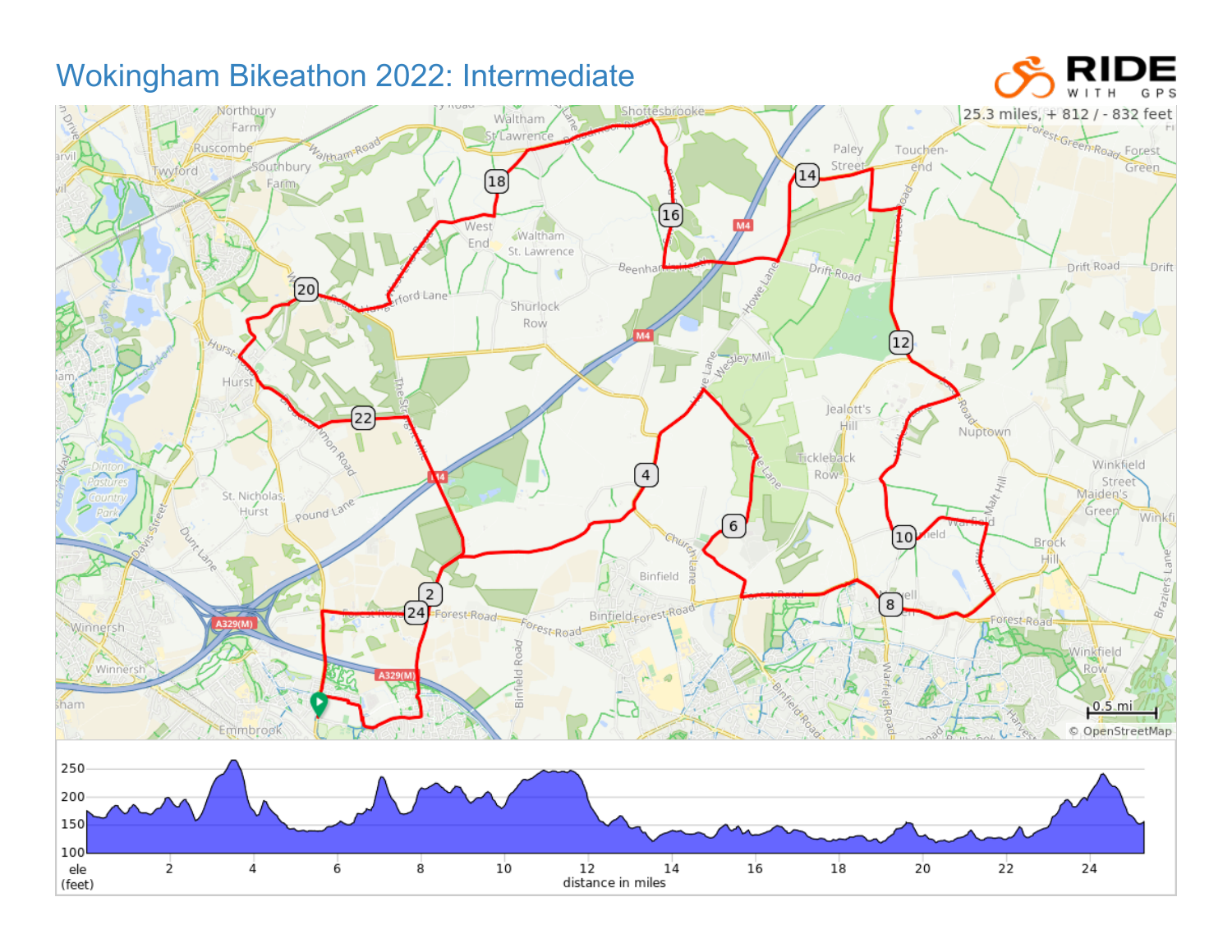# Wokingham Bikeathon 2022: Intermediate

RIDE WITH GPS

25.3 miles, + 812 / - 832 feet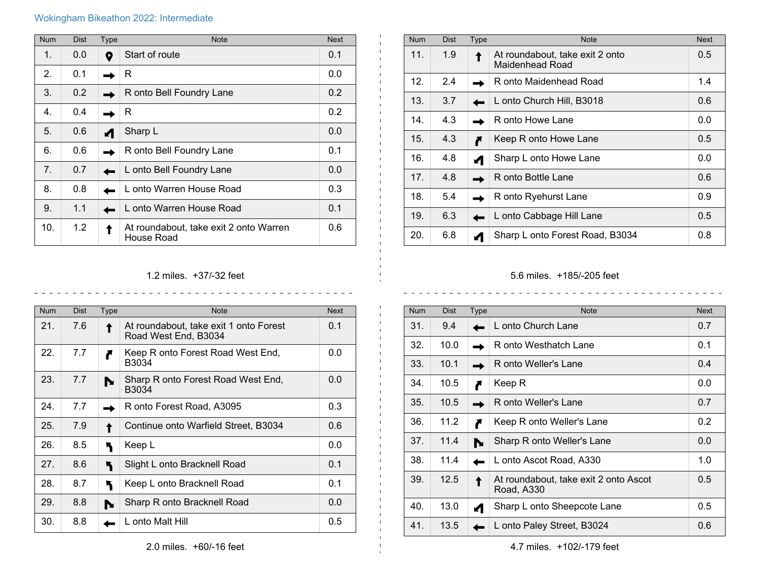Wokingham Bikeathon 2022: Intermediate

| Num | Dist | Type | Note | Next |
|---|---|---|---|---|
| 1. | 0.0 | | Start of route | 0.1 |
| 2. | 0.1 | | R | 0.0 |
| 3. | 0.2 | | R onto Bell Foundry Lane | 0.2 |
| 4. | 0.4 | | R | 0.2 |
| 5. | 0.6 | | Sharp L | 0.0 |
| 6. | 0.6 | | R onto Bell Foundry Lane | 0.1 |
| 7. | 0.7 | | L onto Bell Foundry Lane | 0.0 |
| 8. | 0.8 | | L onto Warren House Road | 0.3 |
| 9. | 1.1 | | L onto Warren House Road | 0.1 |
| 10. | 1.2 | | At roundabout, take exit 2 onto Warren House Road | 0.6 |

1.2 miles. +37/-32 feet

| Num | Dist | Type | Note | Next |
|---|---|---|---|---|
| 11. | 1.9 | | At roundabout, take exit 2 onto Maidenhead Road | 0.5 |
| 12. | 2.4 | | R onto Maidenhead Road | 1.4 |
| 13. | 3.7 | | L onto Church Hill, B3018 | 0.6 |
| 14. | 4.3 | | R onto Howe Lane | 0.0 |
| 15. | 4.3 | | Keep R onto Howe Lane | 0.5 |
| 16. | 4.8 | | Sharp L onto Howe Lane | 0.0 |
| 17. | 4.8 | | R onto Bottle Lane | 0.6 |
| 18. | 5.4 | | R onto Ryehurst Lane | 0.9 |
| 19. | 6.3 | | L onto Cabbage Hill Lane | 0.5 |
| 20. | 6.8 | | Sharp L onto Forest Road, B3034 | 0.8 |

5.6 miles. +185/-205 feet

| Num | Dist | Type | Note | Next |
|---|---|---|---|---|
| 21. | 7.6 | | At roundabout, take exit 1 onto Forest Road West End, B3034 | 0.1 |
| 22. | 7.7 | | Keep R onto Forest Road West End, B3034 | 0.0 |
| 23. | 7.7 | | Sharp R onto Forest Road West End, B3034 | 0.0 |
| 24. | 7.7 | | R onto Forest Road, A3095 | 0.3 |
| 25. | 7.9 | | Continue onto Warfield Street, B3034 | 0.6 |
| 26. | 8.5 | | Keep L | 0.0 |
| 27. | 8.6 | | Slight L onto Bracknell Road | 0.1 |
| 28. | 8.7 | | Keep L onto Bracknell Road | 0.1 |
| 29. | 8.8 | | Sharp R onto Bracknell Road | 0.0 |
| 30. | 8.8 | | L onto Malt Hill | 0.5 |

2.0 miles. +60/-16 feet

| Num | Dist | Type | Note | Next |
|---|---|---|---|---|
| 31. | 9.4 | | L onto Church Lane | 0.7 |
| 32. | 10.0 | | R onto Westhatch Lane | 0.1 |
| 33. | 10.1 | | R onto Weller's Lane | 0.4 |
| 34. | 10.5 | | Keep R | 0.0 |
| 35. | 10.5 | | R onto Weller's Lane | 0.7 |
| 36. | 11.2 | | Keep R onto Weller's Lane | 0.2 |
| 37. | 11.4 | | Sharp R onto Weller's Lane | 0.0 |
| 38. | 11.4 | | L onto Ascot Road, A330 | 1.0 |
| 39. | 12.5 | | At roundabout, take exit 2 onto Ascot Road, A330 | 0.5 |
| 40. | 13.0 | | Sharp L onto Sheepcote Lane | 0.5 |
| 41. | 13.5 | | L onto Paley Street, B3024 | 0.6 |

4.7 miles. +102/-179 feet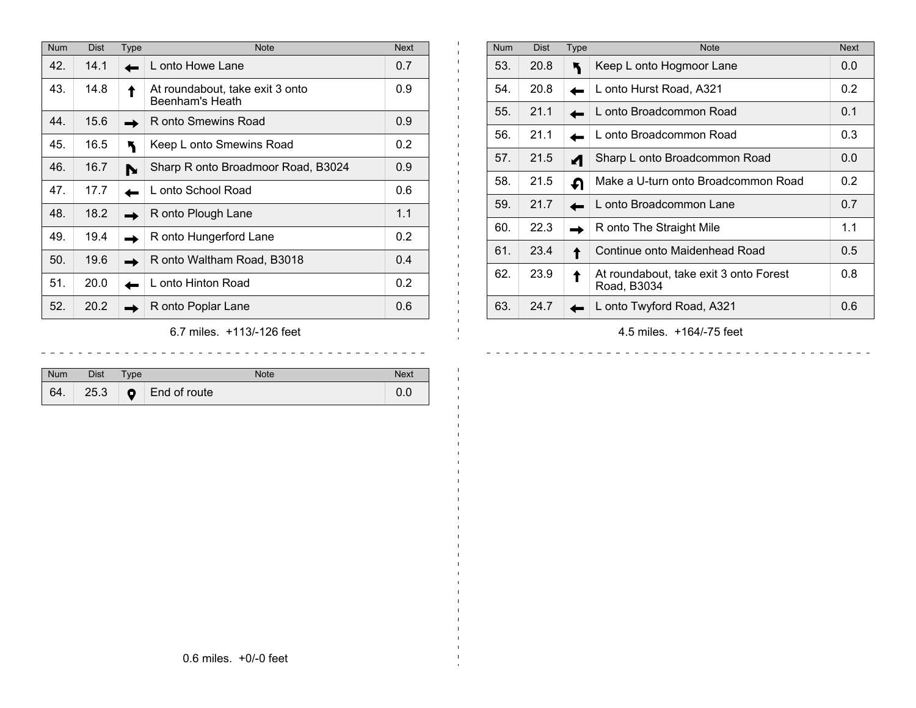| Num | Dist | Type | Note | Next |
|---|---|---|---|---|
| 42. | 14.1 | ← | L onto Howe Lane | 0.7 |
| 43. | 14.8 | ↑ | At roundabout, take exit 3 onto Beenham's Heath | 0.9 |
| 44. | 15.6 | → | R onto Smewins Road | 0.9 |
| 45. | 16.5 | ↰ | Keep L onto Smewins Road | 0.2 |
| 46. | 16.7 | ↘ | Sharp R onto Broadmoor Road, B3024 | 0.9 |
| 47. | 17.7 | ← | L onto School Road | 0.6 |
| 48. | 18.2 | → | R onto Plough Lane | 1.1 |
| 49. | 19.4 | → | R onto Hungerford Lane | 0.2 |
| 50. | 19.6 | → | R onto Waltham Road, B3018 | 0.4 |
| 51. | 20.0 | ← | L onto Hinton Road | 0.2 |
| 52. | 20.2 | → | R onto Poplar Lane | 0.6 |

6.7 miles. +113/-126 feet

| Num | Dist | Type | Note | Next |
|---|---|---|---|---|
| 53. | 20.8 | ↰ | Keep L onto Hogmoor Lane | 0.0 |
| 54. | 20.8 | ← | L onto Hurst Road, A321 | 0.2 |
| 55. | 21.1 | ← | L onto Broadcommon Road | 0.1 |
| 56. | 21.1 | ← | L onto Broadcommon Road | 0.3 |
| 57. | 21.5 | ↙ | Sharp L onto Broadcommon Road | 0.0 |
| 58. | 21.5 | ↶ | Make a U-turn onto Broadcommon Road | 0.2 |
| 59. | 21.7 | ← | L onto Broadcommon Lane | 0.7 |
| 60. | 22.3 | → | R onto The Straight Mile | 1.1 |
| 61. | 23.4 | ↑ | Continue onto Maidenhead Road | 0.5 |
| 62. | 23.9 | ↑ | At roundabout, take exit 3 onto Forest Road, B3034 | 0.8 |
| 63. | 24.7 | ← | L onto Twyford Road, A321 | 0.6 |

4.5 miles. +164/-75 feet

| Num | Dist | Type | Note | Next |
|---|---|---|---|---|
| 64. | 25.3 | 📍 | End of route | 0.0 |

0.6 miles. +0/-0 feet